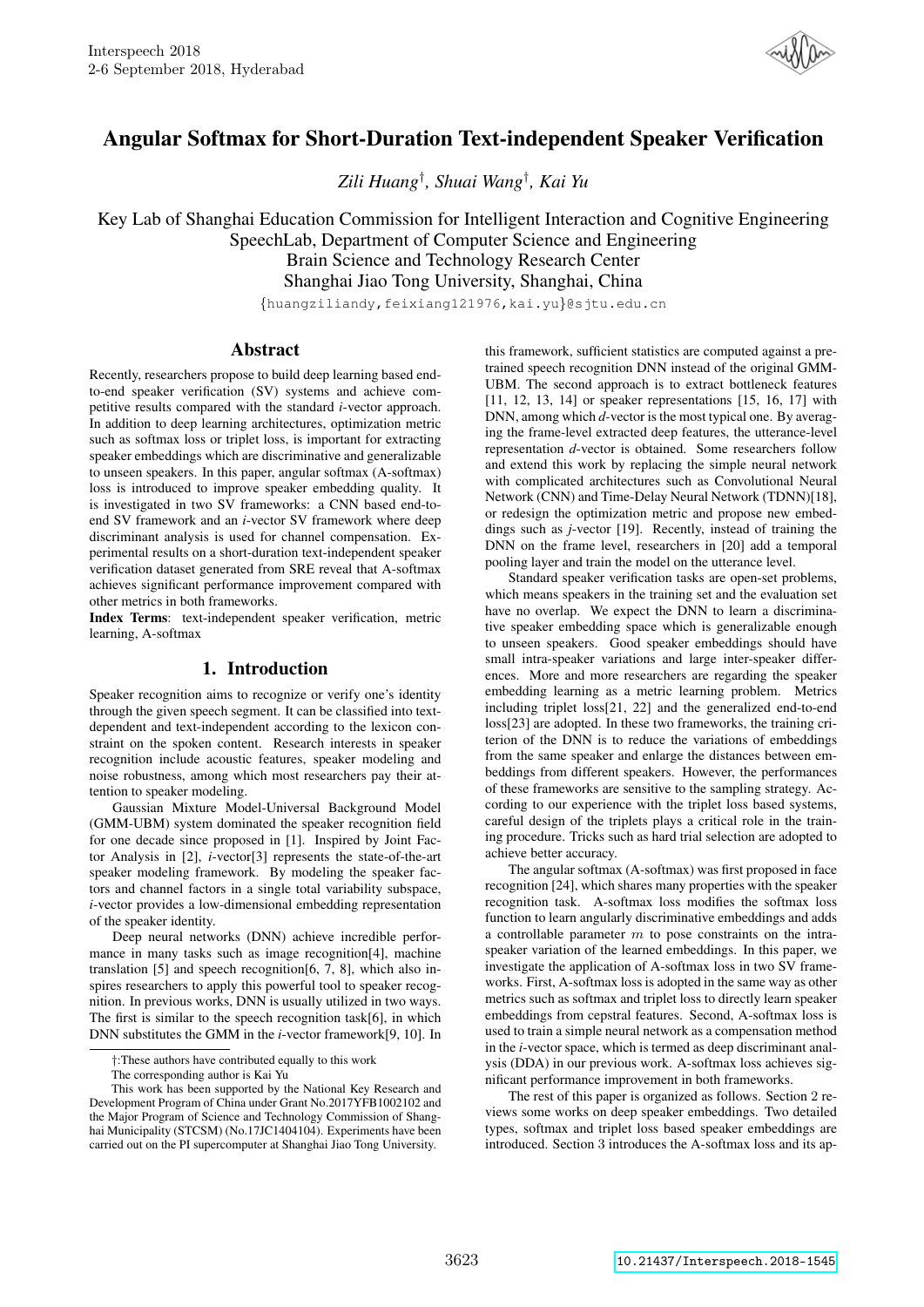# Angular Softmax for Short-Duration Text-independent Speaker Verification

*Zili Huang†, Shuai Wang†, Kai Yu*

Key Lab of Shanghai Education Commission for Intelligent Interaction and Cognitive Engineering
SpeechLab, Department of Computer Science and Engineering
Brain Science and Technology Research Center
Shanghai Jiao Tong University, Shanghai, China

{huangziliandy,feixiang121976,kai.yu}@sjtu.edu.cn

## Abstract

Recently, researchers propose to build deep learning based end-to-end speaker verification (SV) systems and achieve competitive results compared with the standard *i*-vector approach. In addition to deep learning architectures, optimization metric such as softmax loss or triplet loss, is important for extracting speaker embeddings which are discriminative and generalizable to unseen speakers. In this paper, angular softmax (A-softmax) loss is introduced to improve speaker embedding quality. It is investigated in two SV frameworks: a CNN based end-to-end SV framework and an *i*-vector SV framework where deep discriminant analysis is used for channel compensation. Experimental results on a short-duration text-independent speaker verification dataset generated from SRE reveal that A-softmax achieves significant performance improvement compared with other metrics in both frameworks.

**Index Terms**: text-independent speaker verification, metric learning, A-softmax

## 1. Introduction

Speaker recognition aims to recognize or verify one's identity through the given speech segment. It can be classified into text-dependent and text-independent according to the lexicon constraint on the spoken content. Research interests in speaker recognition include acoustic features, speaker modeling and noise robustness, among which most researchers pay their attention to speaker modeling.

Gaussian Mixture Model-Universal Background Model (GMM-UBM) system dominated the speaker recognition field for one decade since proposed in [1]. Inspired by Joint Factor Analysis in [2], *i*-vector[3] represents the state-of-the-art speaker modeling framework. By modeling the speaker factors and channel factors in a single total variability subspace, *i*-vector provides a low-dimensional embedding representation of the speaker identity.

Deep neural networks (DNN) achieve incredible performance in many tasks such as image recognition[4], machine translation [5] and speech recognition[6, 7, 8], which also inspires researchers to apply this powerful tool to speaker recognition. In previous works, DNN is usually utilized in two ways. The first is similar to the speech recognition task[6], in which DNN substitutes the GMM in the *i*-vector framework[9, 10]. In this framework, sufficient statistics are computed against a pre-trained speech recognition DNN instead of the original GMM-UBM. The second approach is to extract bottleneck features [11, 12, 13, 14] or speaker representations [15, 16, 17] with DNN, among which *d*-vector is the most typical one. By averaging the frame-level extracted deep features, the utterance-level representation *d*-vector is obtained. Some researchers follow and extend this work by replacing the simple neural network with complicated architectures such as Convolutional Neural Network (CNN) and Time-Delay Neural Network (TDNN)[18], or redesign the optimization metric and propose new embeddings such as *j*-vector [19]. Recently, instead of training the DNN on the frame level, researchers in [20] add a temporal pooling layer and train the model on the utterance level.

Standard speaker verification tasks are open-set problems, which means speakers in the training set and the evaluation set have no overlap. We expect the DNN to learn a discriminative speaker embedding space which is generalizable enough to unseen speakers. Good speaker embeddings should have small intra-speaker variations and large inter-speaker differences. More and more researchers are regarding the speaker embedding learning as a metric learning problem. Metrics including triplet loss[21, 22] and the generalized end-to-end loss[23] are adopted. In these two frameworks, the training criterion of the DNN is to reduce the variations of embeddings from the same speaker and enlarge the distances between embeddings from different speakers. However, the performances of these frameworks are sensitive to the sampling strategy. According to our experience with the triplet loss based systems, careful design of the triplets plays a critical role in the training procedure. Tricks such as hard trial selection are adopted to achieve better accuracy.

The angular softmax (A-softmax) was first proposed in face recognition [24], which shares many properties with the speaker recognition task. A-softmax loss modifies the softmax loss function to learn angularly discriminative embeddings and adds a controllable parameter $m$ to pose constraints on the intra-speaker variation of the learned embeddings. In this paper, we investigate the application of A-softmax loss in two SV frameworks. First, A-softmax loss is adopted in the same way as other metrics such as softmax and triplet loss to directly learn speaker embeddings from cepstral features. Second, A-softmax loss is used to train a simple neural network as a compensation method in the *i*-vector space, which is termed as deep discriminant analysis (DDA) in our previous work. A-softmax loss achieves significant performance improvement in both frameworks.

The rest of this paper is organized as follows. Section 2 reviews some works on deep speaker embeddings. Two detailed types, softmax and triplet loss based speaker embeddings are introduced. Section 3 introduces the A-softmax loss and its ap-

†:These authors have contributed equally to this work

The corresponding author is Kai Yu

This work has been supported by the National Key Research and Development Program of China under Grant No.2017YFB1002102 and the Major Program of Science and Technology Commission of Shanghai Municipality (STCSM) (No.17JC1404104). Experiments have been carried out on the PI supercomputer at Shanghai Jiao Tong University.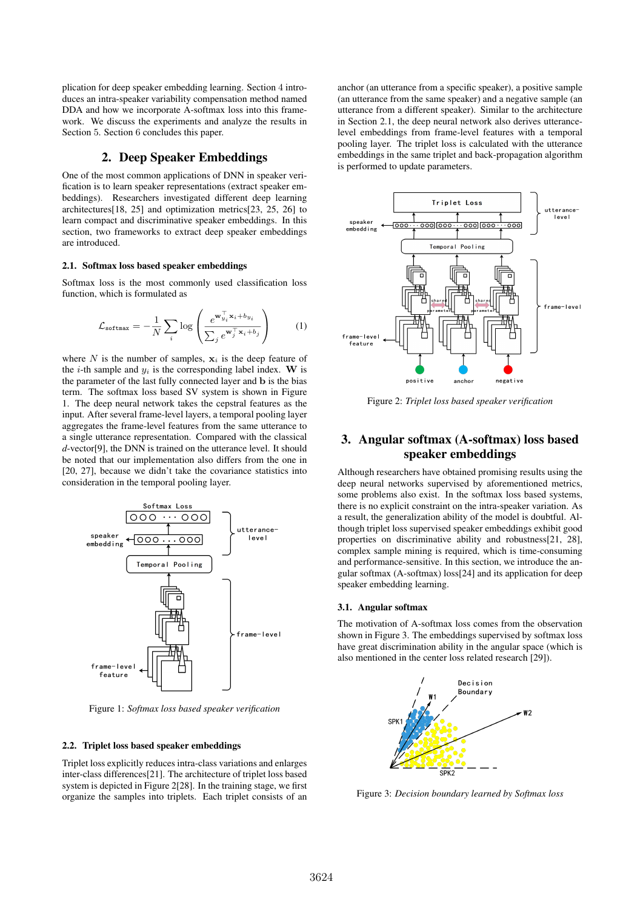plication for deep speaker embedding learning. Section 4 introduces an intra-speaker variability compensation method named DDA and how we incorporate A-softmax loss into this framework. We discuss the experiments and analyze the results in Section 5. Section 6 concludes this paper.

## 2. Deep Speaker Embeddings

One of the most common applications of DNN in speaker verification is to learn speaker representations (extract speaker embeddings). Researchers investigated different deep learning architectures[18, 25] and optimization metrics[23, 25, 26] to learn compact and discriminative speaker embeddings. In this section, two frameworks to extract deep speaker embeddings are introduced.

### 2.1. Softmax loss based speaker embeddings

Softmax loss is the most commonly used classification loss function, which is formulated as

$$\mathcal{L}_{\text{softmax}} = -\frac{1}{N}\sum_{i}\log\left(\frac{e^{\mathbf{w}_{y_i}^{\top}\mathbf{x}_i + b_{y_i}}}{\sum_j e^{\mathbf{w}_j^{\top}\mathbf{x}_i + b_j}}\right) \tag{1}$$

where $N$ is the number of samples, $\mathbf{x}_i$ is the deep feature of the $i$-th sample and $y_i$ is the corresponding label index. $\mathbf{W}$ is the parameter of the last fully connected layer and $\mathbf{b}$ is the bias term. The softmax loss based SV system is shown in Figure 1. The deep neural network takes the cepstral features as the input. After several frame-level layers, a temporal pooling layer aggregates the frame-level features from the same utterance to a single utterance representation. Compared with the classical $d$-vector[9], the DNN is trained on the utterance level. It should be noted that our implementation also differs from the one in [20, 27], because we didn't take the covariance statistics into consideration in the temporal pooling layer.

Figure 1: *Softmax loss based speaker verification*

### 2.2. Triplet loss based speaker embeddings

Triplet loss explicitly reduces intra-class variations and enlarges inter-class differences[21]. The architecture of triplet loss based system is depicted in Figure 2[28]. In the training stage, we first organize the samples into triplets. Each triplet consists of an anchor (an utterance from a specific speaker), a positive sample (an utterance from the same speaker) and a negative sample (an utterance from a different speaker). Similar to the architecture in Section 2.1, the deep neural network also derives utterance-level embeddings from frame-level features with a temporal pooling layer. The triplet loss is calculated with the utterance embeddings in the same triplet and back-propagation algorithm is performed to update parameters.

Figure 2: *Triplet loss based speaker verification*

## 3. Angular softmax (A-softmax) loss based speaker embeddings

Although researchers have obtained promising results using the deep neural networks supervised by aforementioned metrics, some problems also exist. In the softmax loss based systems, there is no explicit constraint on the intra-speaker variation. As a result, the generalization ability of the model is doubtful. Although triplet loss supervised speaker embeddings exhibit good properties on discriminative ability and robustness[21, 28], complex sample mining is required, which is time-consuming and performance-sensitive. In this section, we introduce the angular softmax (A-softmax) loss[24] and its application for deep speaker embedding learning.

### 3.1. Angular softmax

The motivation of A-softmax loss comes from the observation shown in Figure 3. The embeddings supervised by softmax loss have great discrimination ability in the angular space (which is also mentioned in the center loss related research [29]).

Figure 3: *Decision boundary learned by Softmax loss*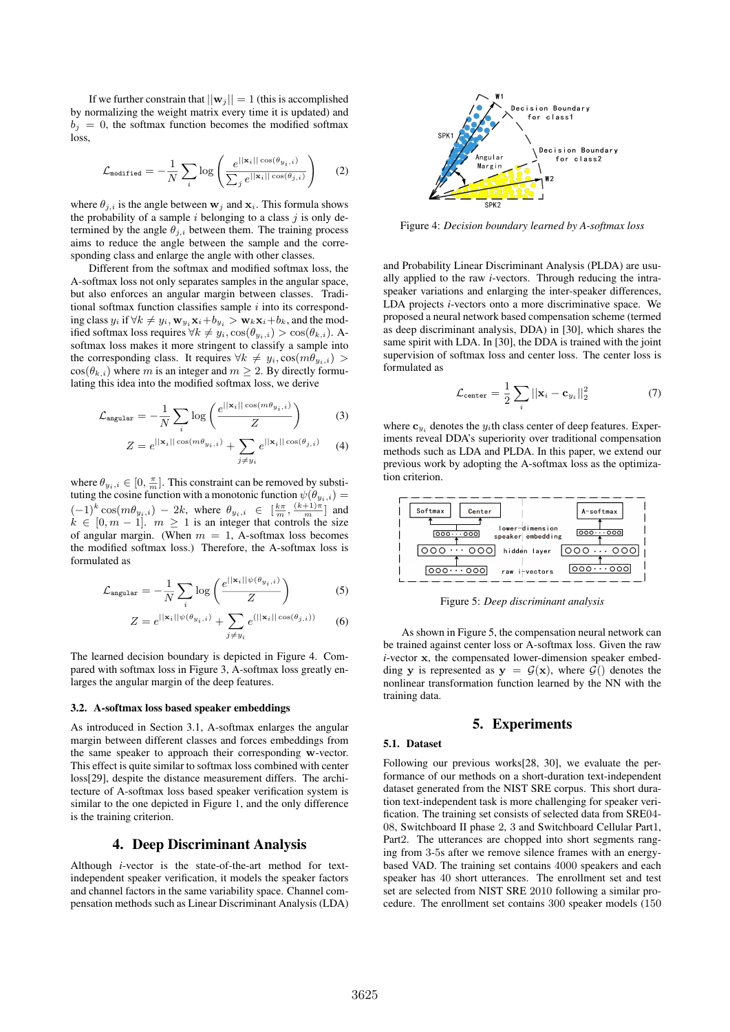If we further constrain that $||\mathbf{w}_j|| = 1$ (this is accomplished by normalizing the weight matrix every time it is updated) and $b_j = 0$, the softmax function becomes the modified softmax loss,

$$\mathcal{L}_{\texttt{modified}} = -\frac{1}{N}\sum_i \log\left(\frac{e^{||\mathbf{x}_i||\cos(\theta_{y_i,i})}}{\sum_j e^{||\mathbf{x}_i||\cos(\theta_{j,i})}}\right) \tag{2}$$

where $\theta_{j,i}$ is the angle between $\mathbf{w}_j$ and $\mathbf{x}_i$. This formula shows the probability of a sample $i$ belonging to a class $j$ is only determined by the angle $\theta_{j,i}$ between them. The training process aims to reduce the angle between the sample and the corresponding class and enlarge the angle with other classes.

Different from the softmax and modified softmax loss, the A-softmax loss not only separates samples in the angular space, but also enforces an angular margin between classes. Traditional softmax function classifies sample $i$ into its corresponding class $y_i$ if $\forall k \neq y_i, \mathbf{w}_{y_i}\mathbf{x}_i + b_{y_i} > \mathbf{w}_k\mathbf{x}_i + b_k$, and the modified softmax loss requires $\forall k \neq y_i, \cos(\theta_{y_i,i}) > \cos(\theta_{k,i})$. A-softmax loss makes it more stringent to classify a sample into the corresponding class. It requires $\forall k \neq y_i, \cos(m\theta_{y_i,i}) > \cos(\theta_{k,i})$ where $m$ is an integer and $m \geq 2$. By directly formulating this idea into the modified softmax loss, we derive

$$\mathcal{L}_{\texttt{angular}} = -\frac{1}{N}\sum_i \log\left(\frac{e^{||\mathbf{x}_i||\cos(m\theta_{y_i,i})}}{Z}\right) \tag{3}$$

$$Z = e^{||\mathbf{x}_i||\cos(m\theta_{y_i,i})} + \sum_{j\neq y_i} e^{||\mathbf{x}_i||\cos(\theta_{j,i})} \tag{4}$$

where $\theta_{y_i,i} \in [0, \frac{\pi}{m}]$. This constraint can be removed by substituting the cosine function with a monotonic function $\psi(\theta_{y_i,i}) = (-1)^k\cos(m\theta_{y_i,i}) - 2k$, where $\theta_{y_i,i} \in [\frac{k\pi}{m}, \frac{(k+1)\pi}{m}]$ and $k \in [0, m-1]$. $m \geq 1$ is an integer that controls the size of angular margin. (When $m = 1$, A-softmax loss becomes the modified softmax loss.) Therefore, the A-softmax loss is formulated as

$$\mathcal{L}_{\texttt{angular}} = -\frac{1}{N}\sum_i \log\left(\frac{e^{||\mathbf{x}_i||\psi(\theta_{y_i,i})}}{Z}\right) \tag{5}$$

$$Z = e^{||\mathbf{x}_i||\psi(\theta_{y_i,i})} + \sum_{j\neq y_i} e^{(||\mathbf{x}_i||\cos(\theta_{j,i}))} \tag{6}$$

The learned decision boundary is depicted in Figure 4. Compared with softmax loss in Figure 3, A-softmax loss greatly enlarges the angular margin of the deep features.

### 3.2. A-softmax loss based speaker embeddings

As introduced in Section 3.1, A-softmax enlarges the angular margin between different classes and forces embeddings from the same speaker to approach their corresponding w-vector. This effect is quite similar to softmax loss combined with center loss[29], despite the distance measurement differs. The architecture of A-softmax loss based speaker verification system is similar to the one depicted in Figure 1, and the only difference is the training criterion.

## 4. Deep Discriminant Analysis

Although *i*-vector is the state-of-the-art method for text-independent speaker verification, it models the speaker factors and channel factors in the same variability space. Channel compensation methods such as Linear Discriminant Analysis (LDA) and Probability Linear Discriminant Analysis (PLDA) are usually applied to the raw *i*-vectors. Through reducing the intra-speaker variations and enlarging the inter-speaker differences, LDA projects *i*-vectors onto a more discriminative space. We proposed a neural network based compensation scheme (termed as deep discriminant analysis, DDA) in [30], which shares the same spirit with LDA. In [30], the DDA is trained with the joint supervision of softmax loss and center loss. The center loss is formulated as

$$\mathcal{L}_{\texttt{center}} = \frac{1}{2}\sum_i ||\mathbf{x}_i - \mathbf{c}_{y_i}||_2^2 \tag{7}$$

where $\mathbf{c}_{y_i}$ denotes the $y_i$th class center of deep features. Experiments reveal DDA's superiority over traditional compensation methods such as LDA and PLDA. In this paper, we extend our previous work by adopting the A-softmax loss as the optimization criterion.

Figure 4: *Decision boundary learned by A-softmax loss*

Figure 5: *Deep discriminant analysis*

As shown in Figure 5, the compensation neural network can be trained against center loss or A-softmax loss. Given the raw *i*-vector $\mathbf{x}$, the compensated lower-dimension speaker embedding $\mathbf{y}$ is represented as $\mathbf{y} = \mathcal{G}(\mathbf{x})$, where $\mathcal{G}()$ denotes the nonlinear transformation function learned by the NN with the training data.

## 5. Experiments

### 5.1. Dataset

Following our previous works[28, 30], we evaluate the performance of our methods on a short-duration text-independent dataset generated from the NIST SRE corpus. This short duration text-independent task is more challenging for speaker verification. The training set consists of selected data from SRE04-08, Switchboard II phase 2, 3 and Switchboard Cellular Part1, Part2. The utterances are chopped into short segments ranging from 3-5s after we remove silence frames with an energy-based VAD. The training set contains 4000 speakers and each speaker has 40 short utterances. The enrollment set and test set are selected from NIST SRE 2010 following a similar procedure. The enrollment set contains 300 speaker models (150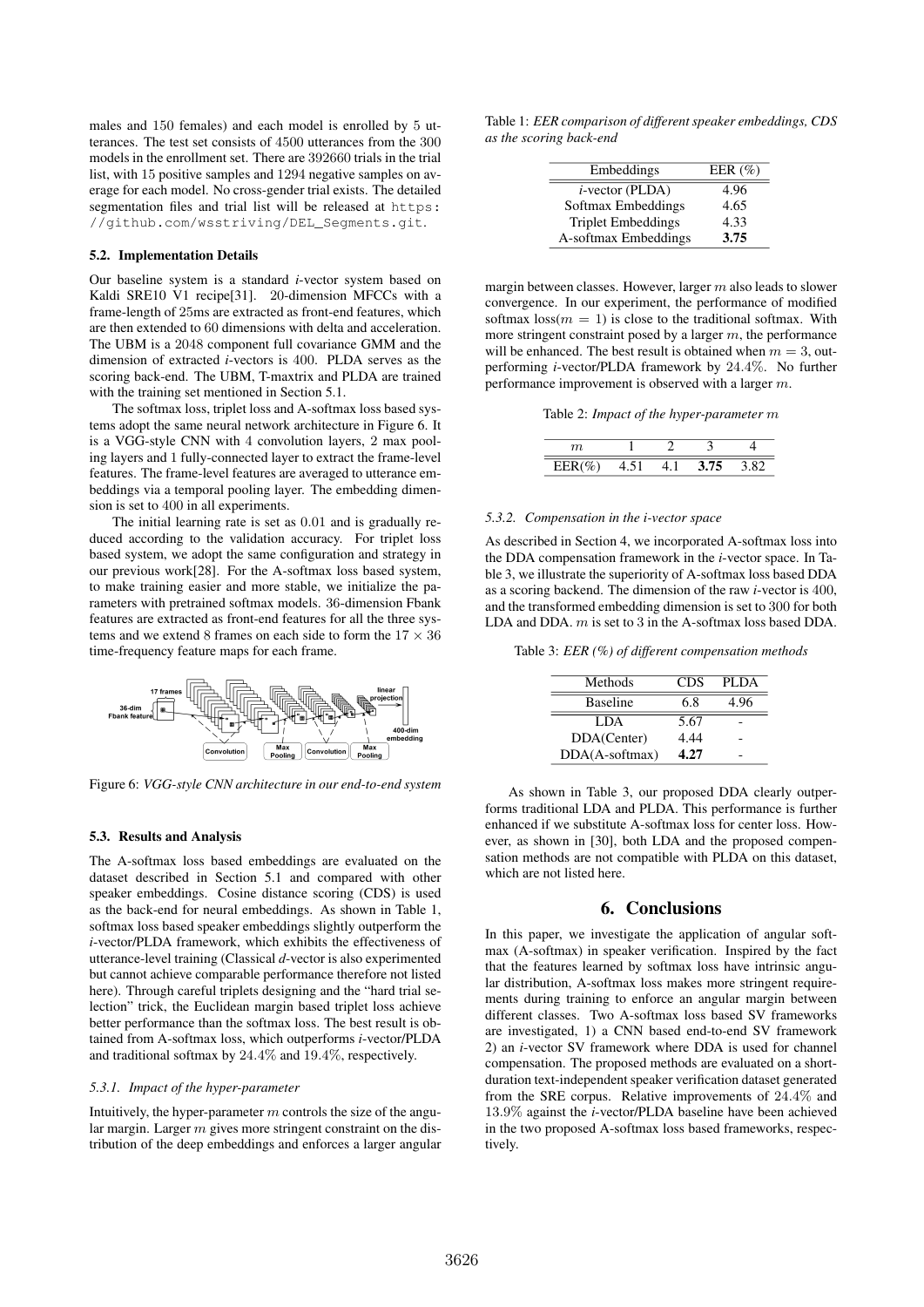males and 150 females) and each model is enrolled by 5 utterances. The test set consists of 4500 utterances from the 300 models in the enrollment set. There are 392660 trials in the trial list, with 15 positive samples and 1294 negative samples on average for each model. No cross-gender trial exists. The detailed segmentation files and trial list will be released at `https://github.com/wsstriving/DEL_Segments.git`.

### 5.2. Implementation Details

Our baseline system is a standard *i*-vector system based on Kaldi SRE10 V1 recipe[31]. 20-dimension MFCCs with a frame-length of 25ms are extracted as front-end features, which are then extended to 60 dimensions with delta and acceleration. The UBM is a 2048 component full covariance GMM and the dimension of extracted *i*-vectors is 400. PLDA serves as the scoring back-end. The UBM, T-maxtrix and PLDA are trained with the training set mentioned in Section 5.1.

The softmax loss, triplet loss and A-softmax loss based systems adopt the same neural network architecture in Figure 6. It is a VGG-style CNN with 4 convolution layers, 2 max pooling layers and 1 fully-connected layer to extract the frame-level features. The frame-level features are averaged to utterance embeddings via a temporal pooling layer. The embedding dimension is set to 400 in all experiments.

The initial learning rate is set as 0.01 and is gradually reduced according to the validation accuracy. For triplet loss based system, we adopt the same configuration and strategy in our previous work[28]. For the A-softmax loss based system, to make training easier and more stable, we initialize the parameters with pretrained softmax models. 36-dimension Fbank features are extracted as front-end features for all the three systems and we extend 8 frames on each side to form the $17 \times 36$ time-frequency feature maps for each frame.

Figure 6: *VGG-style CNN architecture in our end-to-end system*

### 5.3. Results and Analysis

The A-softmax loss based embeddings are evaluated on the dataset described in Section 5.1 and compared with other speaker embeddings. Cosine distance scoring (CDS) is used as the back-end for neural embeddings. As shown in Table 1, softmax loss based speaker embeddings slightly outperform the *i*-vector/PLDA framework, which exhibits the effectiveness of utterance-level training (Classical *d*-vector is also experimented but cannot achieve comparable performance therefore not listed here). Through careful triplets designing and the "hard trial selection" trick, the Euclidean margin based triplet loss achieve better performance than the softmax loss. The best result is obtained from A-softmax loss, which outperforms *i*-vector/PLDA and traditional softmax by 24.4% and 19.4%, respectively.

Table 1: *EER comparison of different speaker embeddings, CDS as the scoring back-end*

| Embeddings | EER (%) |
|---|---|
| *i*-vector (PLDA) | 4.96 |
| Softmax Embeddings | 4.65 |
| Triplet Embeddings | 4.33 |
| A-softmax Embeddings | **3.75** |

#### 5.3.1. Impact of the hyper-parameter

Intuitively, the hyper-parameter $m$ controls the size of the angular margin. Larger $m$ gives more stringent constraint on the distribution of the deep embeddings and enforces a larger angular margin between classes. However, larger $m$ also leads to slower convergence. In our experiment, the performance of modified softmax loss($m = 1$) is close to the traditional softmax. With more stringent constraint posed by a larger $m$, the performance will be enhanced. The best result is obtained when $m = 3$, outperforming *i*-vector/PLDA framework by 24.4%. No further performance improvement is observed with a larger $m$.

Table 2: *Impact of the hyper-parameter $m$*

| $m$ | 1 | 2 | 3 | 4 |
|---|---|---|---|---|
| EER(%) | 4.51 | 4.1 | **3.75** | 3.82 |

#### 5.3.2. Compensation in the i-vector space

As described in Section 4, we incorporated A-softmax loss into the DDA compensation framework in the *i*-vector space. In Table 3, we illustrate the superiority of A-softmax loss based DDA as a scoring backend. The dimension of the raw *i*-vector is 400, and the transformed embedding dimension is set to 300 for both LDA and DDA. $m$ is set to 3 in the A-softmax loss based DDA.

Table 3: *EER (%) of different compensation methods*

| Methods | CDS | PLDA |
|---|---|---|
| Baseline | 6.8 | 4.96 |
| LDA | 5.67 | - |
| DDA(Center) | 4.44 | - |
| DDA(A-softmax) | **4.27** | - |

As shown in Table 3, our proposed DDA clearly outperforms traditional LDA and PLDA. This performance is further enhanced if we substitute A-softmax loss for center loss. However, as shown in [30], both LDA and the proposed compensation methods are not compatible with PLDA on this dataset, which are not listed here.

## 6. Conclusions

In this paper, we investigate the application of angular softmax (A-softmax) in speaker verification. Inspired by the fact that the features learned by softmax loss have intrinsic angular distribution, A-softmax loss makes more stringent requirements during training to enforce an angular margin between different classes. Two A-softmax loss based SV frameworks are investigated, 1) a CNN based end-to-end SV framework 2) an *i*-vector SV framework where DDA is used for channel compensation. The proposed methods are evaluated on a short-duration text-independent speaker verification dataset generated from the SRE corpus. Relative improvements of 24.4% and 13.9% against the *i*-vector/PLDA baseline have been achieved in the two proposed A-softmax loss based frameworks, respectively.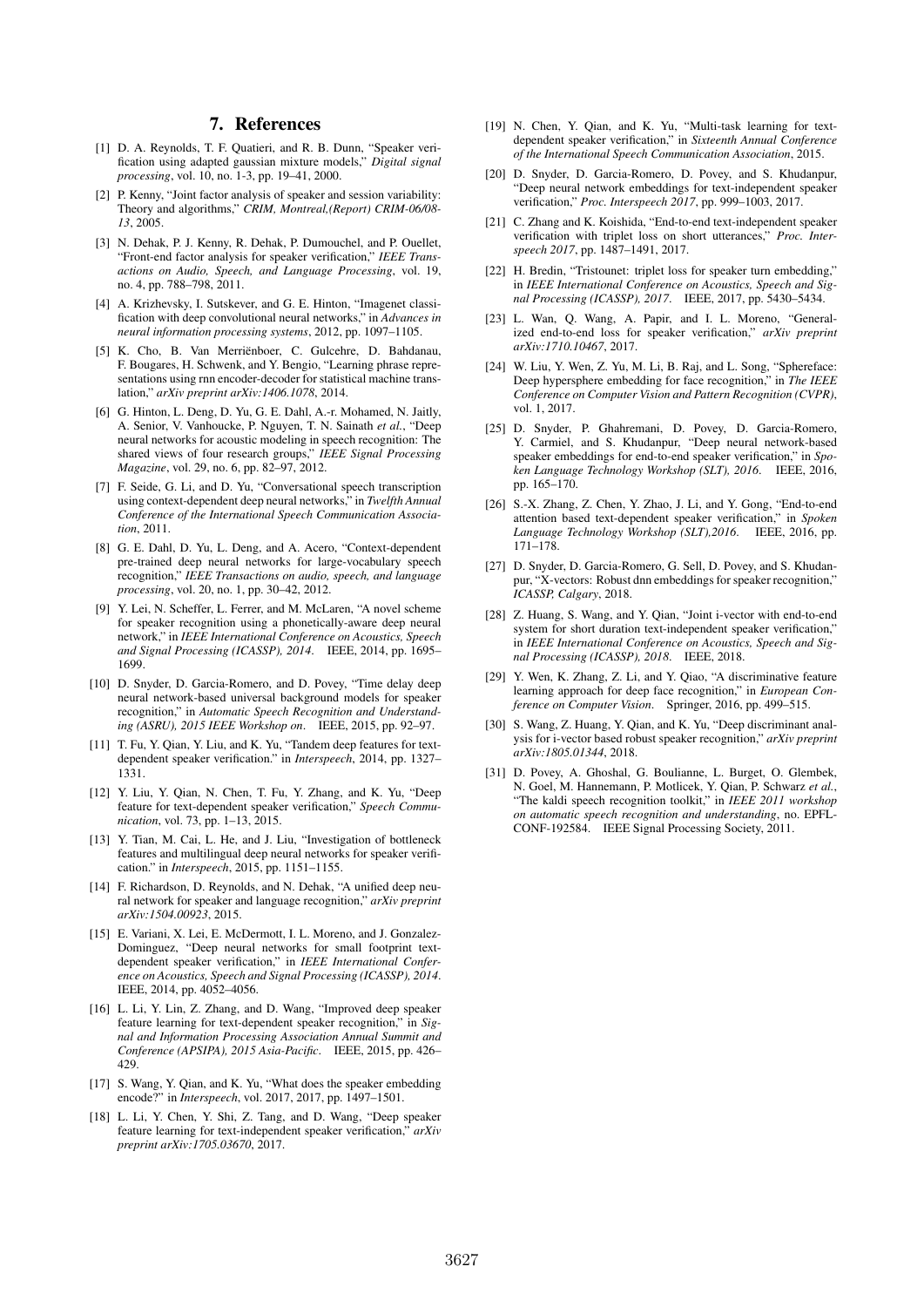## 7. References

[1] D. A. Reynolds, T. F. Quatieri, and R. B. Dunn, "Speaker verification using adapted gaussian mixture models," *Digital signal processing*, vol. 10, no. 1-3, pp. 19–41, 2000.

[2] P. Kenny, "Joint factor analysis of speaker and session variability: Theory and algorithms," *CRIM, Montreal,(Report) CRIM-06/08-13*, 2005.

[3] N. Dehak, P. J. Kenny, R. Dehak, P. Dumouchel, and P. Ouellet, "Front-end factor analysis for speaker verification," *IEEE Transactions on Audio, Speech, and Language Processing*, vol. 19, no. 4, pp. 788–798, 2011.

[4] A. Krizhevsky, I. Sutskever, and G. E. Hinton, "Imagenet classification with deep convolutional neural networks," in *Advances in neural information processing systems*, 2012, pp. 1097–1105.

[5] K. Cho, B. Van Merriënboer, C. Gulcehre, D. Bahdanau, F. Bougares, H. Schwenk, and Y. Bengio, "Learning phrase representations using rnn encoder-decoder for statistical machine translation," *arXiv preprint arXiv:1406.1078*, 2014.

[6] G. Hinton, L. Deng, D. Yu, G. E. Dahl, A.-r. Mohamed, N. Jaitly, A. Senior, V. Vanhoucke, P. Nguyen, T. N. Sainath *et al.*, "Deep neural networks for acoustic modeling in speech recognition: The shared views of four research groups," *IEEE Signal Processing Magazine*, vol. 29, no. 6, pp. 82–97, 2012.

[7] F. Seide, G. Li, and D. Yu, "Conversational speech transcription using context-dependent deep neural networks," in *Twelfth Annual Conference of the International Speech Communication Association*, 2011.

[8] G. E. Dahl, D. Yu, L. Deng, and A. Acero, "Context-dependent pre-trained deep neural networks for large-vocabulary speech recognition," *IEEE Transactions on audio, speech, and language processing*, vol. 20, no. 1, pp. 30–42, 2012.

[9] Y. Lei, N. Scheffer, L. Ferrer, and M. McLaren, "A novel scheme for speaker recognition using a phonetically-aware deep neural network," in *IEEE International Conference on Acoustics, Speech and Signal Processing (ICASSP), 2014*. IEEE, 2014, pp. 1695–1699.

[10] D. Snyder, D. Garcia-Romero, and D. Povey, "Time delay deep neural network-based universal background models for speaker recognition," in *Automatic Speech Recognition and Understanding (ASRU), 2015 IEEE Workshop on*. IEEE, 2015, pp. 92–97.

[11] T. Fu, Y. Qian, Y. Liu, and K. Yu, "Tandem deep features for text-dependent speaker verification." in *Interspeech*, 2014, pp. 1327–1331.

[12] Y. Liu, Y. Qian, N. Chen, T. Fu, Y. Zhang, and K. Yu, "Deep feature for text-dependent speaker verification," *Speech Communication*, vol. 73, pp. 1–13, 2015.

[13] Y. Tian, M. Cai, L. He, and J. Liu, "Investigation of bottleneck features and multilingual deep neural networks for speaker verification." in *Interspeech*, 2015, pp. 1151–1155.

[14] F. Richardson, D. Reynolds, and N. Dehak, "A unified deep neural network for speaker and language recognition," *arXiv preprint arXiv:1504.00923*, 2015.

[15] E. Variani, X. Lei, E. McDermott, I. L. Moreno, and J. Gonzalez-Dominguez, "Deep neural networks for small footprint text-dependent speaker verification," in *IEEE International Conference on Acoustics, Speech and Signal Processing (ICASSP), 2014*. IEEE, 2014, pp. 4052–4056.

[16] L. Li, Y. Lin, Z. Zhang, and D. Wang, "Improved deep speaker feature learning for text-dependent speaker recognition," in *Signal and Information Processing Association Annual Summit and Conference (APSIPA), 2015 Asia-Pacific*. IEEE, 2015, pp. 426–429.

[17] S. Wang, Y. Qian, and K. Yu, "What does the speaker embedding encode?" in *Interspeech*, vol. 2017, 2017, pp. 1497–1501.

[18] L. Li, Y. Chen, Y. Shi, Z. Tang, and D. Wang, "Deep speaker feature learning for text-independent speaker verification," *arXiv preprint arXiv:1705.03670*, 2017.

[19] N. Chen, Y. Qian, and K. Yu, "Multi-task learning for text-dependent speaker verification," in *Sixteenth Annual Conference of the International Speech Communication Association*, 2015.

[20] D. Snyder, D. Garcia-Romero, D. Povey, and S. Khudanpur, "Deep neural network embeddings for text-independent speaker verification," *Proc. Interspeech 2017*, pp. 999–1003, 2017.

[21] C. Zhang and K. Koishida, "End-to-end text-independent speaker verification with triplet loss on short utterances," *Proc. Interspeech 2017*, pp. 1487–1491, 2017.

[22] H. Bredin, "Tristounet: triplet loss for speaker turn embedding," in *IEEE International Conference on Acoustics, Speech and Signal Processing (ICASSP), 2017*. IEEE, 2017, pp. 5430–5434.

[23] L. Wan, Q. Wang, A. Papir, and I. L. Moreno, "Generalized end-to-end loss for speaker verification," *arXiv preprint arXiv:1710.10467*, 2017.

[24] W. Liu, Y. Wen, Z. Yu, M. Li, B. Raj, and L. Song, "Sphereface: Deep hypersphere embedding for face recognition," in *The IEEE Conference on Computer Vision and Pattern Recognition (CVPR)*, vol. 1, 2017.

[25] D. Snyder, P. Ghahremani, D. Povey, D. Garcia-Romero, Y. Carmiel, and S. Khudanpur, "Deep neural network-based speaker embeddings for end-to-end speaker verification," in *Spoken Language Technology Workshop (SLT), 2016*. IEEE, 2016, pp. 165–170.

[26] S.-X. Zhang, Z. Chen, Y. Zhao, J. Li, and Y. Gong, "End-to-end attention based text-dependent speaker verification," in *Spoken Language Technology Workshop (SLT),2016*. IEEE, 2016, pp. 171–178.

[27] D. Snyder, D. Garcia-Romero, G. Sell, D. Povey, and S. Khudanpur, "X-vectors: Robust dnn embeddings for speaker recognition," *ICASSP, Calgary*, 2018.

[28] Z. Huang, S. Wang, and Y. Qian, "Joint i-vector with end-to-end system for short duration text-independent speaker verification," in *IEEE International Conference on Acoustics, Speech and Signal Processing (ICASSP), 2018*. IEEE, 2018.

[29] Y. Wen, K. Zhang, Z. Li, and Y. Qiao, "A discriminative feature learning approach for deep face recognition," in *European Conference on Computer Vision*. Springer, 2016, pp. 499–515.

[30] S. Wang, Z. Huang, Y. Qian, and K. Yu, "Deep discriminant analysis for i-vector based robust speaker recognition," *arXiv preprint arXiv:1805.01344*, 2018.

[31] D. Povey, A. Ghoshal, G. Boulianne, L. Burget, O. Glembek, N. Goel, M. Hannemann, P. Motlicek, Y. Qian, P. Schwarz *et al.*, "The kaldi speech recognition toolkit," in *IEEE 2011 workshop on automatic speech recognition and understanding*, no. EPFL-CONF-192584. IEEE Signal Processing Society, 2011.